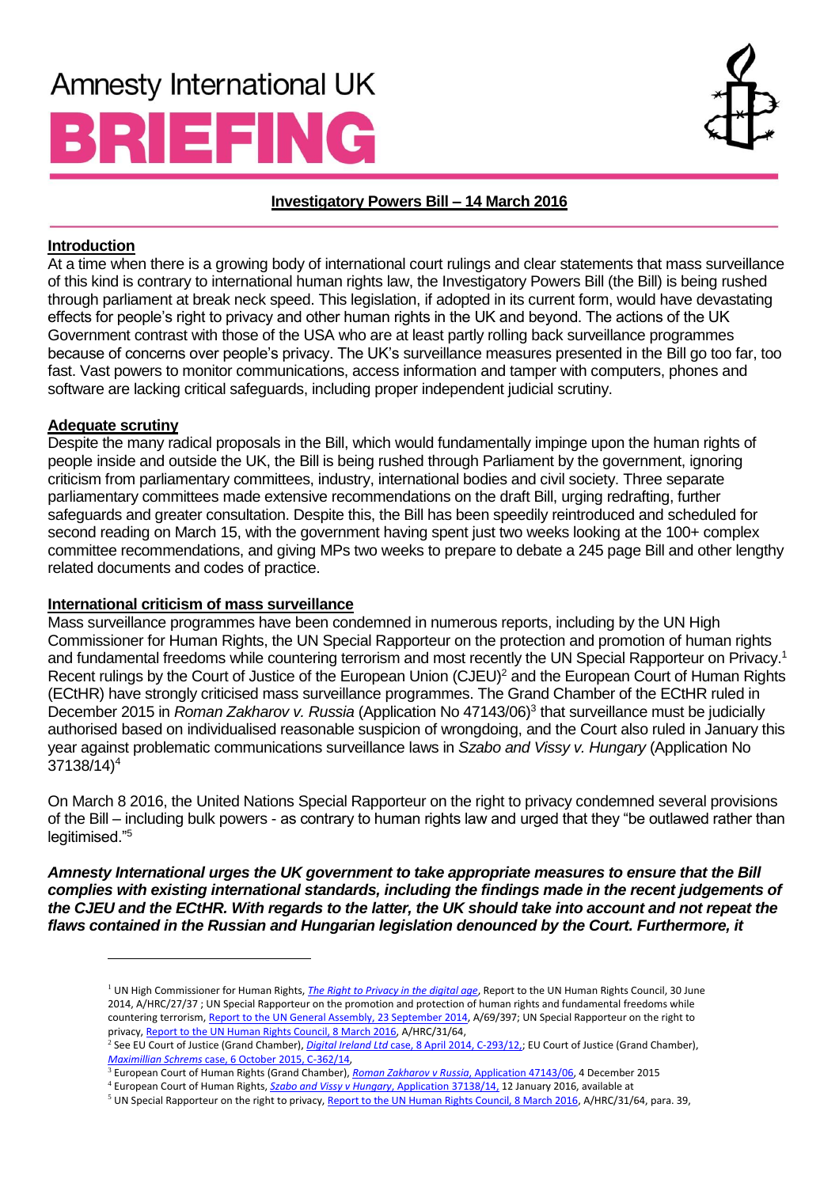# Amnesty International UK

# BRIEFING

## Investigatory Powers Bill – 14 March 2016

### Introduction

At a time when there is a growing body of international court rulings and clear statements that mass surveillance of this kind is contrary to international human rights law, the Investigatory Powers Bill (the Bill) is being rushed through parliament at break neck speed. This legislation, if adopted in its current form, would have devastating effects for people's right to privacy and other human rights in the UK and beyond. The actions of the UK Government contrast with those of the USA who are at least partly rolling back surveillance programmes because of concerns over people's privacy. The UK's surveillance measures presented in the Bill go too far, too fast. Vast powers to monitor communications, access information and tamper with computers, phones and software are lacking critical safeguards, including proper independent judicial scrutiny.

### Adequate scrutiny

Despite the many radical proposals in the Bill, which would fundamentally impinge upon the human rights of people inside and outside the UK, the Bill is being rushed through Parliament by the government, ignoring criticism from parliamentary committees, industry, international bodies and civil society. Three separate parliamentary committees made extensive recommendations on the draft Bill, urging redrafting, further safeguards and greater consultation. Despite this, the Bill has been speedily reintroduced and scheduled for second reading on March 15, with the government having spent just two weeks looking at the 100+ complex committee recommendations, and giving MPs two weeks to prepare to debate a 245 page Bill and other lengthy related documents and codes of practice.

### International criticism of mass surveillance

Mass surveillance programmes have been condemned in numerous reports, including by the UN High Commissioner for Human Rights, the UN Special Rapporteur on the protection and promotion of human rights and fundamental freedoms while countering terrorism and most recently the UN Special Rapporteur on Privacy.[1] Recent rulings by the Court of Justice of the European Union (CJEU)[2] and the European Court of Human Rights (ECtHR) have strongly criticised mass surveillance programmes. The Grand Chamber of the ECtHR ruled in December 2015 in *Roman Zakharov v. Russia* (Application No 47143/06)[3] that surveillance must be judicially authorised based on individualised reasonable suspicion of wrongdoing, and the Court also ruled in January this year against problematic communications surveillance laws in *Szabo and Vissy v. Hungary* (Application No 37138/14)[4]

On March 8 2016, the United Nations Special Rapporteur on the right to privacy condemned several provisions of the Bill – including bulk powers - as contrary to human rights law and urged that they "be outlawed rather than legitimised."[5]

***Amnesty International urges the UK government to take appropriate measures to ensure that the Bill complies with existing international standards, including the findings made in the recent judgements of the CJEU and the ECtHR. With regards to the latter, the UK should take into account and not repeat the flaws contained in the Russian and Hungarian legislation denounced by the Court. Furthermore, it***

---

[1] UN High Commissioner for Human Rights, *The Right to Privacy in the digital age*, Report to the UN Human Rights Council, 30 June 2014, A/HRC/27/37 ; UN Special Rapporteur on the promotion and protection of human rights and fundamental freedoms while countering terrorism, Report to the UN General Assembly, 23 September 2014, A/69/397; UN Special Rapporteur on the right to privacy, Report to the UN Human Rights Council, 8 March 2016, A/HRC/31/64,

[2] See EU Court of Justice (Grand Chamber), *Digital Ireland Ltd* case, 8 April 2014, C-293/12,; EU Court of Justice (Grand Chamber), *Maximillian Schrems* case, 6 October 2015, C-362/14,

[3] European Court of Human Rights (Grand Chamber), *Roman Zakharov v Russia*, Application 47143/06, 4 December 2015

[4] European Court of Human Rights, *Szabo and Vissy v Hungary*, Application 37138/14, 12 January 2016, available at

[5] UN Special Rapporteur on the right to privacy, Report to the UN Human Rights Council, 8 March 2016, A/HRC/31/64, para. 39,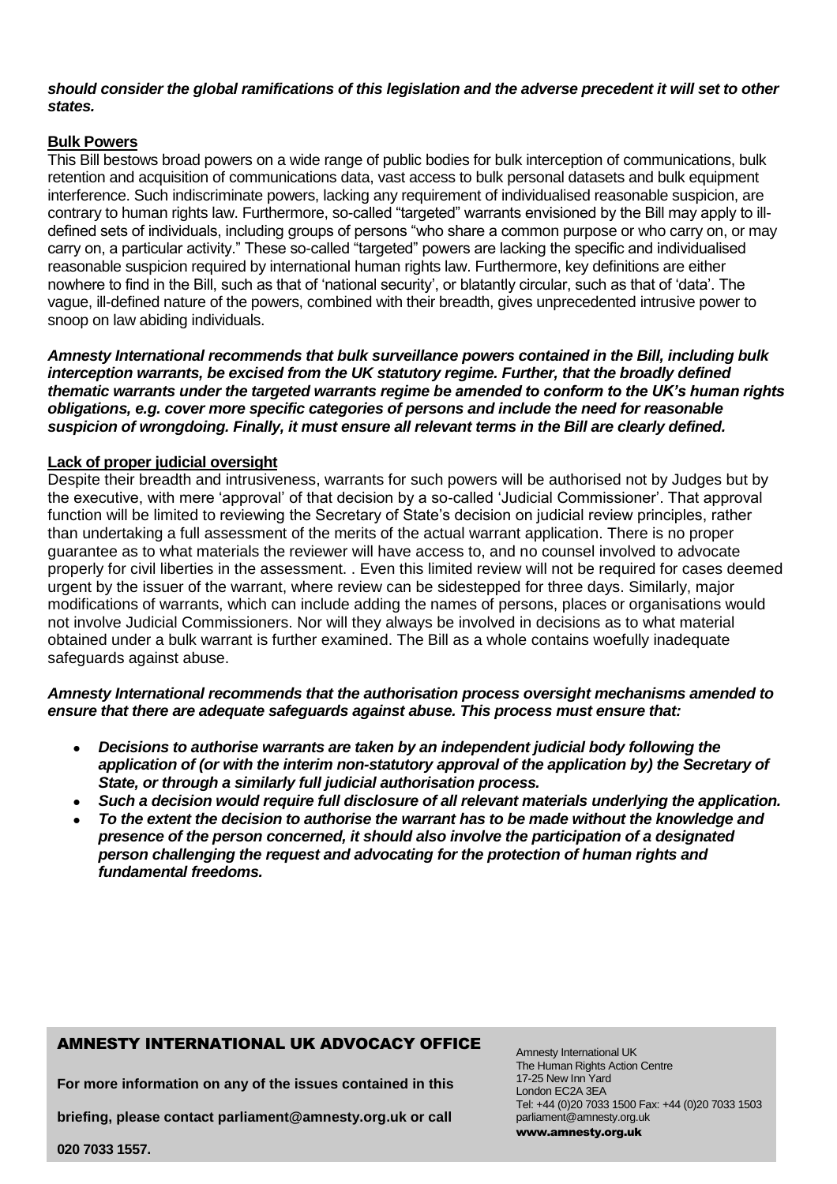***should consider the global ramifications of this legislation and the adverse precedent it will set to other states.***

**Bulk Powers**

This Bill bestows broad powers on a wide range of public bodies for bulk interception of communications, bulk retention and acquisition of communications data, vast access to bulk personal datasets and bulk equipment interference. Such indiscriminate powers, lacking any requirement of individualised reasonable suspicion, are contrary to human rights law. Furthermore, so-called "targeted" warrants envisioned by the Bill may apply to ill-defined sets of individuals, including groups of persons "who share a common purpose or who carry on, or may carry on, a particular activity." These so-called "targeted" powers are lacking the specific and individualised reasonable suspicion required by international human rights law. Furthermore, key definitions are either nowhere to find in the Bill, such as that of 'national security', or blatantly circular, such as that of 'data'. The vague, ill-defined nature of the powers, combined with their breadth, gives unprecedented intrusive power to snoop on law abiding individuals.

***Amnesty International recommends that bulk surveillance powers contained in the Bill, including bulk interception warrants, be excised from the UK statutory regime. Further, that the broadly defined thematic warrants under the targeted warrants regime be amended to conform to the UK's human rights obligations, e.g. cover more specific categories of persons and include the need for reasonable suspicion of wrongdoing. Finally, it must ensure all relevant terms in the Bill are clearly defined.***

**Lack of proper judicial oversight**

Despite their breadth and intrusiveness, warrants for such powers will be authorised not by Judges but by the executive, with mere 'approval' of that decision by a so-called 'Judicial Commissioner'. That approval function will be limited to reviewing the Secretary of State's decision on judicial review principles, rather than undertaking a full assessment of the merits of the actual warrant application. There is no proper guarantee as to what materials the reviewer will have access to, and no counsel involved to advocate properly for civil liberties in the assessment. . Even this limited review will not be required for cases deemed urgent by the issuer of the warrant, where review can be sidestepped for three days. Similarly, major modifications of warrants, which can include adding the names of persons, places or organisations would not involve Judicial Commissioners. Nor will they always be involved in decisions as to what material obtained under a bulk warrant is further examined. The Bill as a whole contains woefully inadequate safeguards against abuse.

***Amnesty International recommends that the authorisation process oversight mechanisms amended to ensure that there are adequate safeguards against abuse. This process must ensure that:***

- ***Decisions to authorise warrants are taken by an independent judicial body following the application of (or with the interim non-statutory approval of the application by) the Secretary of State, or through a similarly full judicial authorisation process.***
- ***Such a decision would require full disclosure of all relevant materials underlying the application.***
- ***To the extent the decision to authorise the warrant has to be made without the knowledge and presence of the person concerned, it should also involve the participation of a designated person challenging the request and advocating for the protection of human rights and fundamental freedoms.***

**AMNESTY INTERNATIONAL UK ADVOCACY OFFICE**

**For more information on any of the issues contained in this briefing, please contact parliament@amnesty.org.uk or call 020 7033 1557.**

Amnesty International UK
The Human Rights Action Centre
17-25 New Inn Yard
London EC2A 3EA
Tel: +44 (0)20 7033 1500 Fax: +44 (0)20 7033 1503
parliament@amnesty.org.uk
**www.amnesty.org.uk**